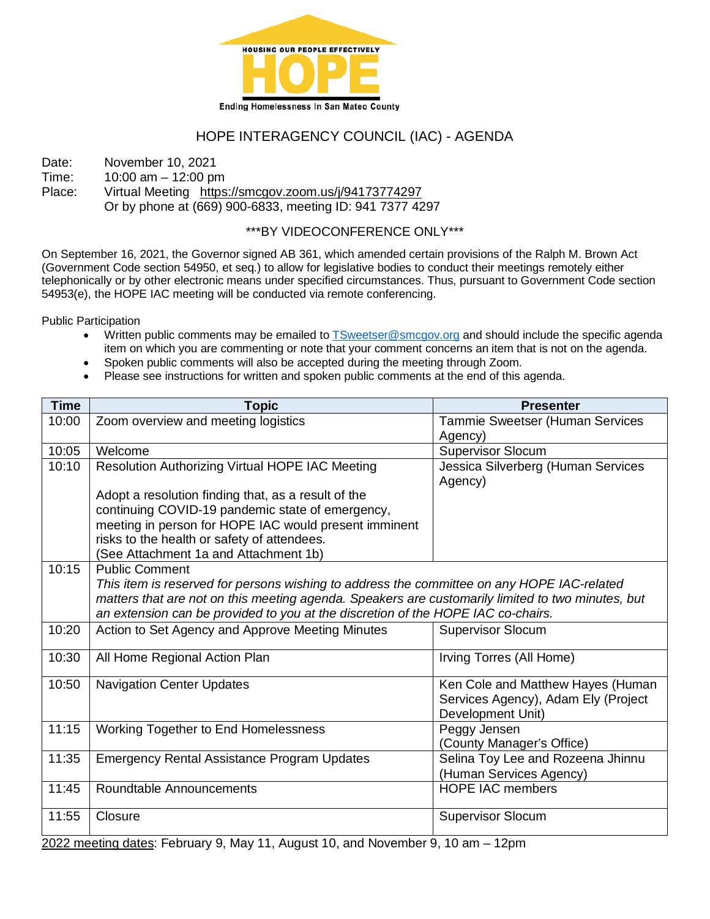HOUSING OUR PEOPLE EFFECTIVELY

HOPE

Ending Homelessness In San Mateo County

# HOPE INTERAGENCY COUNCIL (IAC) - AGENDA

Date: November 10, 2021
Time: 10:00 am – 12:00 pm
Place: Virtual Meeting https://smcgov.zoom.us/j/94173774297
Or by phone at (669) 900-6833, meeting ID: 941 7377 4297

***BY VIDEOCONFERENCE ONLY***

On September 16, 2021, the Governor signed AB 361, which amended certain provisions of the Ralph M. Brown Act (Government Code section 54950, et seq.) to allow for legislative bodies to conduct their meetings remotely either telephonically or by other electronic means under specified circumstances. Thus, pursuant to Government Code section 54953(e), the HOPE IAC meeting will be conducted via remote conferencing.

Public Participation

- Written public comments may be emailed to TSweetser@smcgov.org and should include the specific agenda item on which you are commenting or note that your comment concerns an item that is not on the agenda.
- Spoken public comments will also be accepted during the meeting through Zoom.
- Please see instructions for written and spoken public comments at the end of this agenda.

| Time | Topic | Presenter |
|---|---|---|
| 10:00 | Zoom overview and meeting logistics | Tammie Sweetser (Human Services Agency) |
| 10:05 | Welcome | Supervisor Slocum |
| 10:10 | Resolution Authorizing Virtual HOPE IAC Meeting<br><br>Adopt a resolution finding that, as a result of the continuing COVID-19 pandemic state of emergency, meeting in person for HOPE IAC would present imminent risks to the health or safety of attendees. (See Attachment 1a and Attachment 1b) | Jessica Silverberg (Human Services Agency) |
| 10:15 | Public Comment<br>*This item is reserved for persons wishing to address the committee on any HOPE IAC-related matters that are not on this meeting agenda. Speakers are customarily limited to two minutes, but an extension can be provided to you at the discretion of the HOPE IAC co-chairs.* | |
| 10:20 | Action to Set Agency and Approve Meeting Minutes | Supervisor Slocum |
| 10:30 | All Home Regional Action Plan | Irving Torres (All Home) |
| 10:50 | Navigation Center Updates | Ken Cole and Matthew Hayes (Human Services Agency), Adam Ely (Project Development Unit) |
| 11:15 | Working Together to End Homelessness | Peggy Jensen (County Manager's Office) |
| 11:35 | Emergency Rental Assistance Program Updates | Selina Toy Lee and Rozeena Jhinnu (Human Services Agency) |
| 11:45 | Roundtable Announcements | HOPE IAC members |
| 11:55 | Closure | Supervisor Slocum |

2022 meeting dates: February 9, May 11, August 10, and November 9, 10 am – 12pm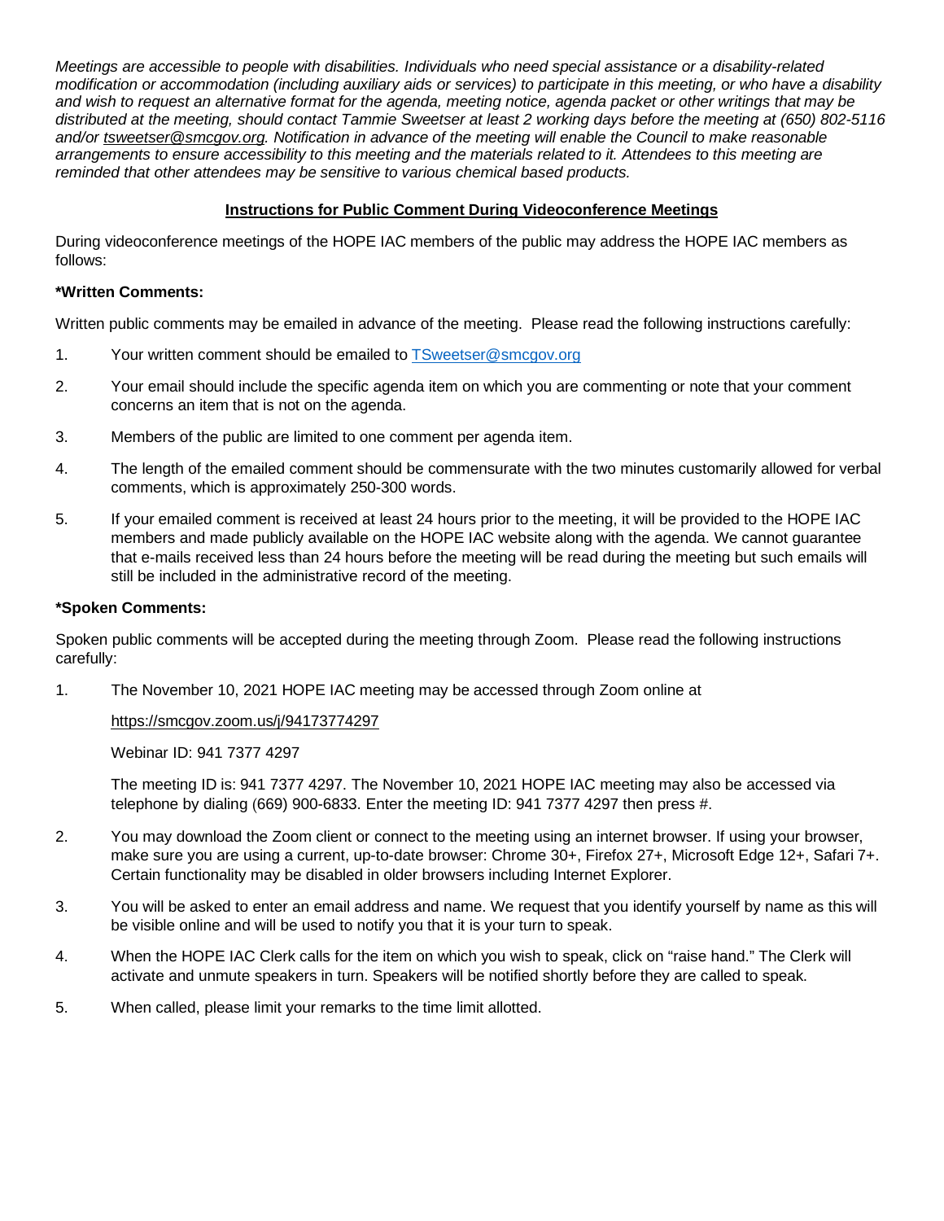*Meetings are accessible to people with disabilities. Individuals who need special assistance or a disability-related modification or accommodation (including auxiliary aids or services) to participate in this meeting, or who have a disability and wish to request an alternative format for the agenda, meeting notice, agenda packet or other writings that may be distributed at the meeting, should contact Tammie Sweetser at least 2 working days before the meeting at (650) 802-5116 and/or tsweetser@smcgov.org. Notification in advance of the meeting will enable the Council to make reasonable arrangements to ensure accessibility to this meeting and the materials related to it. Attendees to this meeting are reminded that other attendees may be sensitive to various chemical based products.*

## Instructions for Public Comment During Videoconference Meetings

During videoconference meetings of the HOPE IAC members of the public may address the HOPE IAC members as follows:

**\*Written Comments:**

Written public comments may be emailed in advance of the meeting. Please read the following instructions carefully:

1. Your written comment should be emailed to TSweetser@smcgov.org
2. Your email should include the specific agenda item on which you are commenting or note that your comment concerns an item that is not on the agenda.
3. Members of the public are limited to one comment per agenda item.
4. The length of the emailed comment should be commensurate with the two minutes customarily allowed for verbal comments, which is approximately 250-300 words.
5. If your emailed comment is received at least 24 hours prior to the meeting, it will be provided to the HOPE IAC members and made publicly available on the HOPE IAC website along with the agenda. We cannot guarantee that e-mails received less than 24 hours before the meeting will be read during the meeting but such emails will still be included in the administrative record of the meeting.

**\*Spoken Comments:**

Spoken public comments will be accepted during the meeting through Zoom. Please read the following instructions carefully:

1. The November 10, 2021 HOPE IAC meeting may be accessed through Zoom online at

   https://smcgov.zoom.us/j/94173774297

   Webinar ID: 941 7377 4297

   The meeting ID is: 941 7377 4297. The November 10, 2021 HOPE IAC meeting may also be accessed via telephone by dialing (669) 900-6833. Enter the meeting ID: 941 7377 4297 then press #.
2. You may download the Zoom client or connect to the meeting using an internet browser. If using your browser, make sure you are using a current, up-to-date browser: Chrome 30+, Firefox 27+, Microsoft Edge 12+, Safari 7+. Certain functionality may be disabled in older browsers including Internet Explorer.
3. You will be asked to enter an email address and name. We request that you identify yourself by name as this will be visible online and will be used to notify you that it is your turn to speak.
4. When the HOPE IAC Clerk calls for the item on which you wish to speak, click on "raise hand." The Clerk will activate and unmute speakers in turn. Speakers will be notified shortly before they are called to speak.
5. When called, please limit your remarks to the time limit allotted.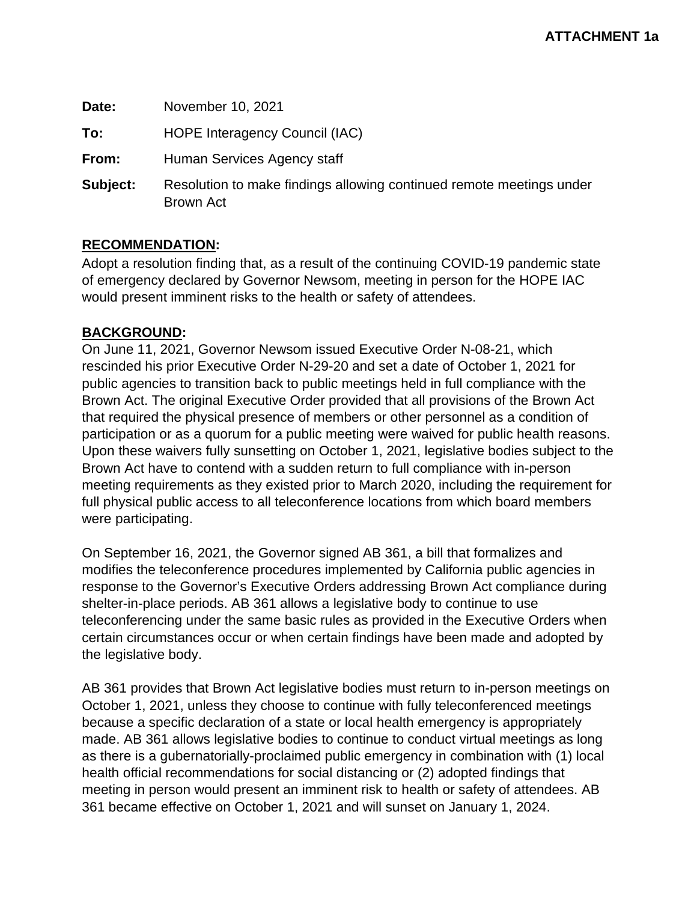**ATTACHMENT 1a**

| | |
|---|---|
| **Date:** | November 10, 2021 |
| **To:** | HOPE Interagency Council (IAC) |
| **From:** | Human Services Agency staff |
| **Subject:** | Resolution to make findings allowing continued remote meetings under Brown Act |

## **RECOMMENDATION:**

Adopt a resolution finding that, as a result of the continuing COVID-19 pandemic state of emergency declared by Governor Newsom, meeting in person for the HOPE IAC would present imminent risks to the health or safety of attendees.

## **BACKGROUND:**

On June 11, 2021, Governor Newsom issued Executive Order N-08-21, which rescinded his prior Executive Order N-29-20 and set a date of October 1, 2021 for public agencies to transition back to public meetings held in full compliance with the Brown Act. The original Executive Order provided that all provisions of the Brown Act that required the physical presence of members or other personnel as a condition of participation or as a quorum for a public meeting were waived for public health reasons. Upon these waivers fully sunsetting on October 1, 2021, legislative bodies subject to the Brown Act have to contend with a sudden return to full compliance with in-person meeting requirements as they existed prior to March 2020, including the requirement for full physical public access to all teleconference locations from which board members were participating.

On September 16, 2021, the Governor signed AB 361, a bill that formalizes and modifies the teleconference procedures implemented by California public agencies in response to the Governor's Executive Orders addressing Brown Act compliance during shelter-in-place periods. AB 361 allows a legislative body to continue to use teleconferencing under the same basic rules as provided in the Executive Orders when certain circumstances occur or when certain findings have been made and adopted by the legislative body.

AB 361 provides that Brown Act legislative bodies must return to in-person meetings on October 1, 2021, unless they choose to continue with fully teleconferenced meetings because a specific declaration of a state or local health emergency is appropriately made. AB 361 allows legislative bodies to continue to conduct virtual meetings as long as there is a gubernatorially-proclaimed public emergency in combination with (1) local health official recommendations for social distancing or (2) adopted findings that meeting in person would present an imminent risk to health or safety of attendees. AB 361 became effective on October 1, 2021 and will sunset on January 1, 2024.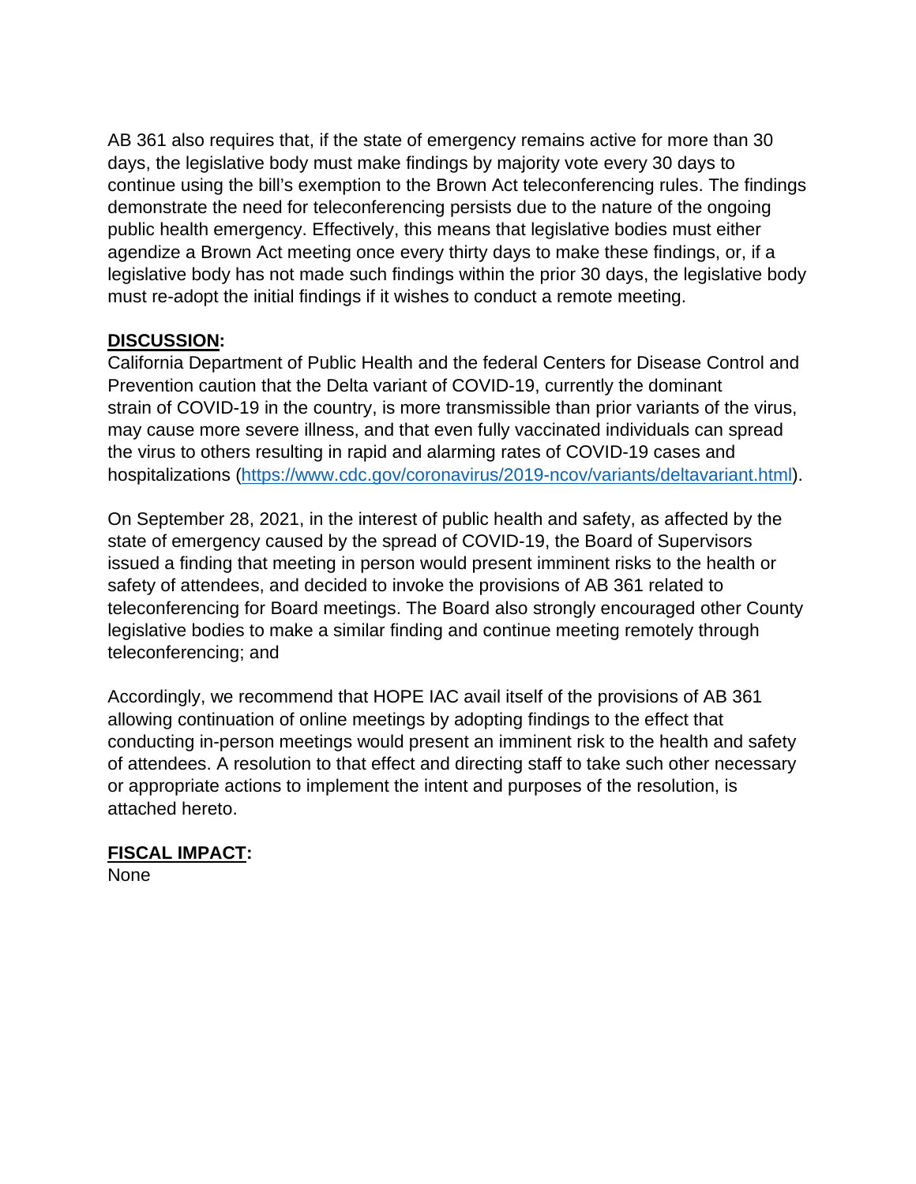AB 361 also requires that, if the state of emergency remains active for more than 30 days, the legislative body must make findings by majority vote every 30 days to continue using the bill's exemption to the Brown Act teleconferencing rules. The findings demonstrate the need for teleconferencing persists due to the nature of the ongoing public health emergency. Effectively, this means that legislative bodies must either agendize a Brown Act meeting once every thirty days to make these findings, or, if a legislative body has not made such findings within the prior 30 days, the legislative body must re-adopt the initial findings if it wishes to conduct a remote meeting.

**DISCUSSION:**

California Department of Public Health and the federal Centers for Disease Control and Prevention caution that the Delta variant of COVID-19, currently the dominant strain of COVID-19 in the country, is more transmissible than prior variants of the virus, may cause more severe illness, and that even fully vaccinated individuals can spread the virus to others resulting in rapid and alarming rates of COVID-19 cases and hospitalizations ([https://www.cdc.gov/coronavirus/2019-ncov/variants/deltavariant.html](https://www.cdc.gov/coronavirus/2019-ncov/variants/deltavariant.html)).

On September 28, 2021, in the interest of public health and safety, as affected by the state of emergency caused by the spread of COVID-19, the Board of Supervisors issued a finding that meeting in person would present imminent risks to the health or safety of attendees, and decided to invoke the provisions of AB 361 related to teleconferencing for Board meetings. The Board also strongly encouraged other County legislative bodies to make a similar finding and continue meeting remotely through teleconferencing; and

Accordingly, we recommend that HOPE IAC avail itself of the provisions of AB 361 allowing continuation of online meetings by adopting findings to the effect that conducting in-person meetings would present an imminent risk to the health and safety of attendees. A resolution to that effect and directing staff to take such other necessary or appropriate actions to implement the intent and purposes of the resolution, is attached hereto.

**FISCAL IMPACT:**

None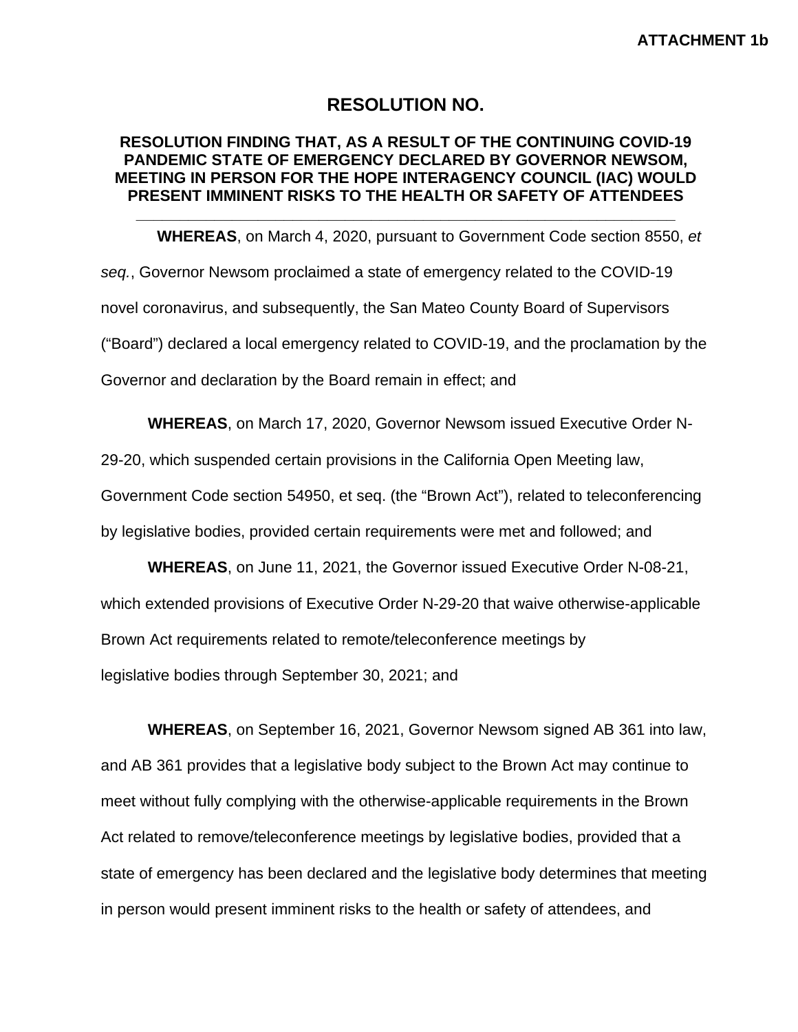**ATTACHMENT 1b**

# RESOLUTION NO.

## RESOLUTION FINDING THAT, AS A RESULT OF THE CONTINUING COVID-19 PANDEMIC STATE OF EMERGENCY DECLARED BY GOVERNOR NEWSOM, MEETING IN PERSON FOR THE HOPE INTERAGENCY COUNCIL (IAC) WOULD PRESENT IMMINENT RISKS TO THE HEALTH OR SAFETY OF ATTENDEES

---

**WHEREAS**, on March 4, 2020, pursuant to Government Code section 8550, *et seq.*, Governor Newsom proclaimed a state of emergency related to the COVID-19 novel coronavirus, and subsequently, the San Mateo County Board of Supervisors ("Board") declared a local emergency related to COVID-19, and the proclamation by the Governor and declaration by the Board remain in effect; and

**WHEREAS**, on March 17, 2020, Governor Newsom issued Executive Order N-29-20, which suspended certain provisions in the California Open Meeting law, Government Code section 54950, et seq. (the "Brown Act"), related to teleconferencing by legislative bodies, provided certain requirements were met and followed; and

**WHEREAS**, on June 11, 2021, the Governor issued Executive Order N-08-21, which extended provisions of Executive Order N-29-20 that waive otherwise-applicable Brown Act requirements related to remote/teleconference meetings by legislative bodies through September 30, 2021; and

**WHEREAS**, on September 16, 2021, Governor Newsom signed AB 361 into law, and AB 361 provides that a legislative body subject to the Brown Act may continue to meet without fully complying with the otherwise-applicable requirements in the Brown Act related to remove/teleconference meetings by legislative bodies, provided that a state of emergency has been declared and the legislative body determines that meeting in person would present imminent risks to the health or safety of attendees, and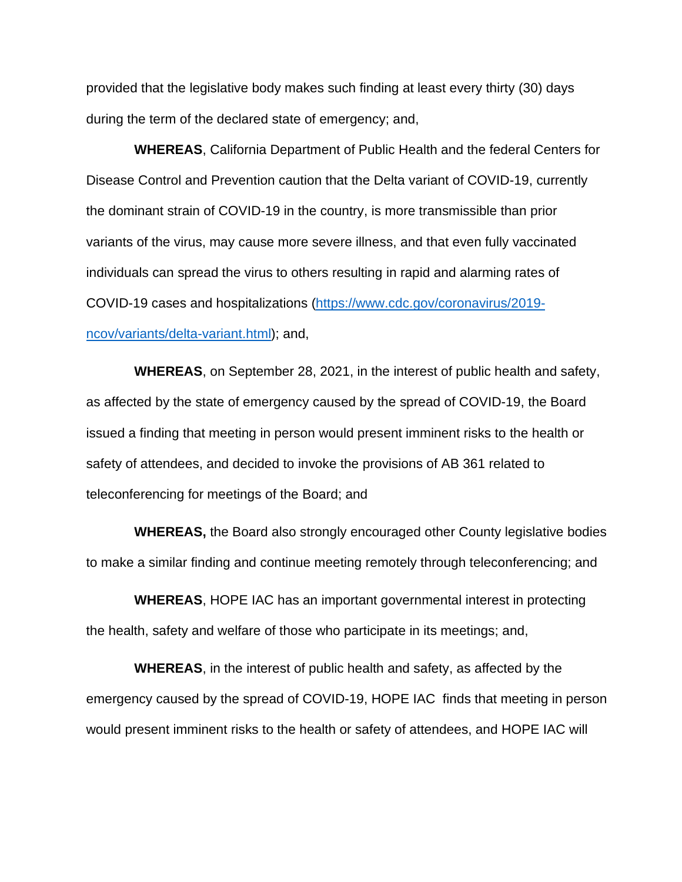provided that the legislative body makes such finding at least every thirty (30) days during the term of the declared state of emergency; and,

**WHEREAS**, California Department of Public Health and the federal Centers for Disease Control and Prevention caution that the Delta variant of COVID-19, currently the dominant strain of COVID-19 in the country, is more transmissible than prior variants of the virus, may cause more severe illness, and that even fully vaccinated individuals can spread the virus to others resulting in rapid and alarming rates of COVID-19 cases and hospitalizations ([https://www.cdc.gov/coronavirus/2019-ncov/variants/delta-variant.html](https://www.cdc.gov/coronavirus/2019-ncov/variants/delta-variant.html)); and,

**WHEREAS**, on September 28, 2021, in the interest of public health and safety, as affected by the state of emergency caused by the spread of COVID-19, the Board issued a finding that meeting in person would present imminent risks to the health or safety of attendees, and decided to invoke the provisions of AB 361 related to teleconferencing for meetings of the Board; and

**WHEREAS,** the Board also strongly encouraged other County legislative bodies to make a similar finding and continue meeting remotely through teleconferencing; and

**WHEREAS**, HOPE IAC has an important governmental interest in protecting the health, safety and welfare of those who participate in its meetings; and,

**WHEREAS**, in the interest of public health and safety, as affected by the emergency caused by the spread of COVID-19, HOPE IAC finds that meeting in person would present imminent risks to the health or safety of attendees, and HOPE IAC will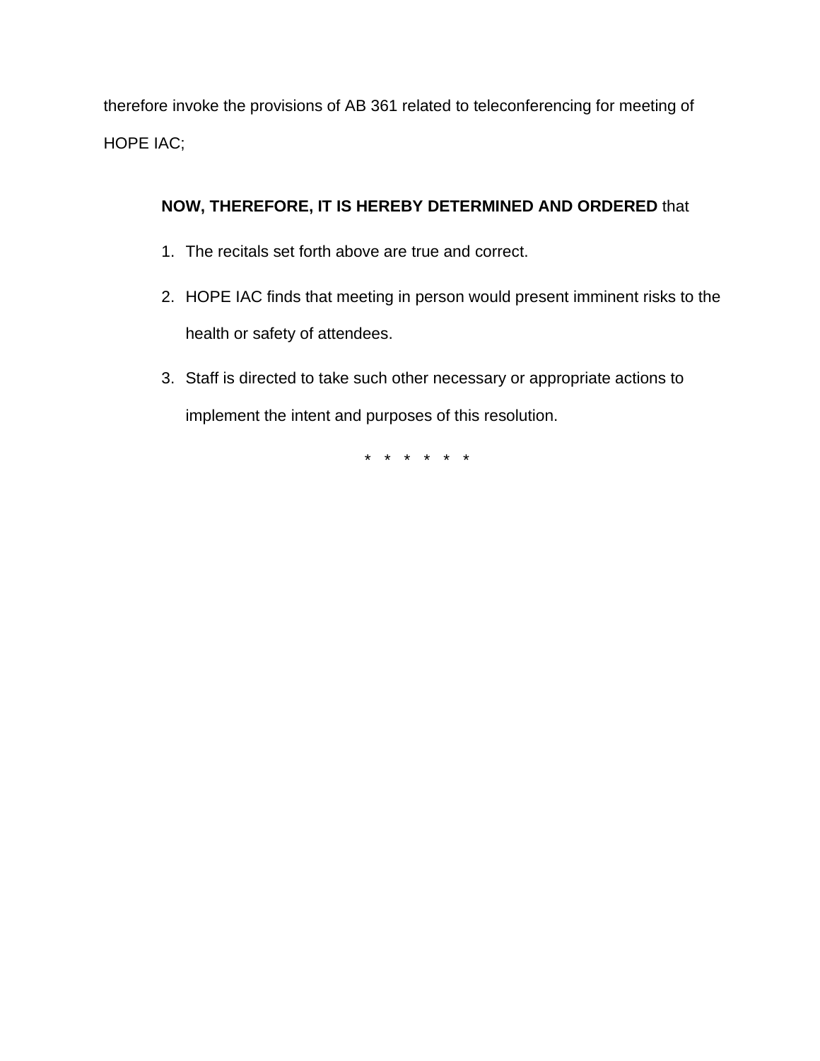therefore invoke the provisions of AB 361 related to teleconferencing for meeting of HOPE IAC;

**NOW, THEREFORE, IT IS HEREBY DETERMINED AND ORDERED** that

1. The recitals set forth above are true and correct.
2. HOPE IAC finds that meeting in person would present imminent risks to the health or safety of attendees.
3. Staff is directed to take such other necessary or appropriate actions to implement the intent and purposes of this resolution.

\* \* \* \* \* \*